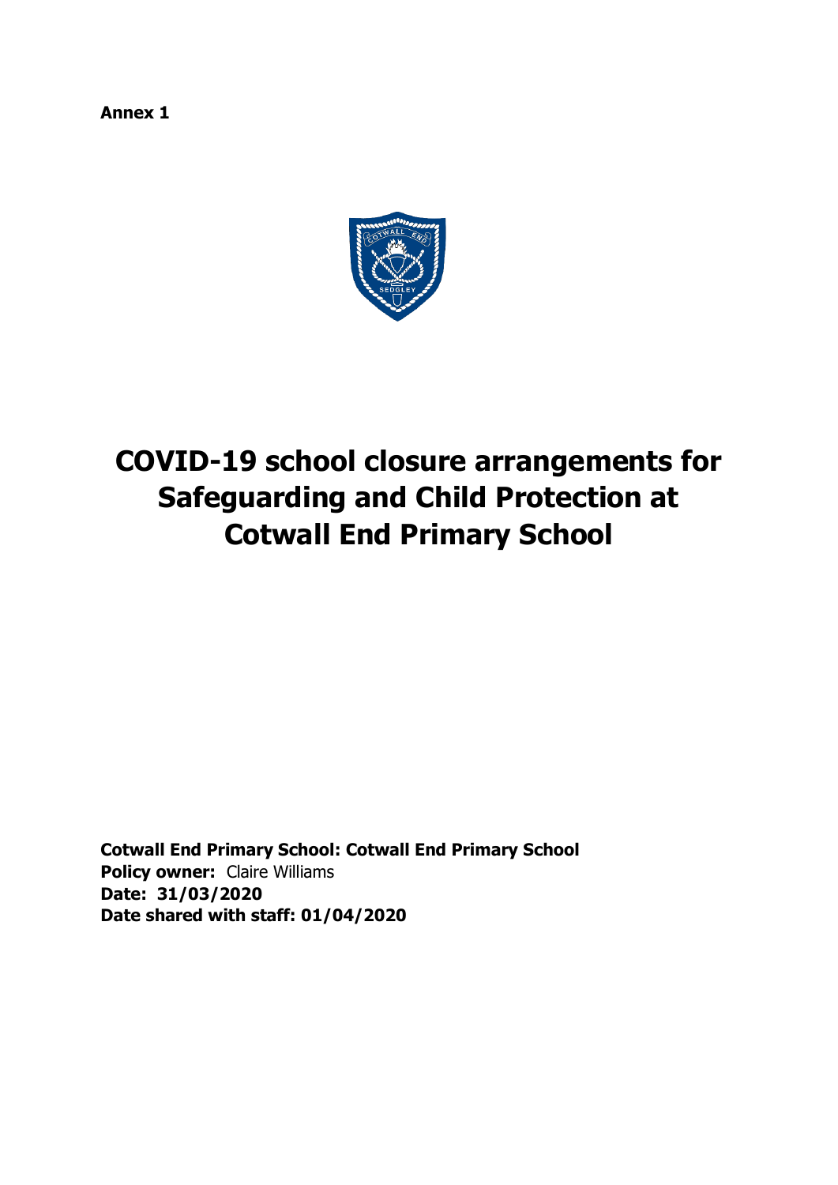**Annex 1**

# COVID-19 school closure arrangements for Safeguarding and Child Protection at Cotwall End Primary School

**Cotwall End Primary School: Cotwall End Primary School**
**Policy owner:** Claire Williams
**Date: 31/03/2020**
**Date shared with staff: 01/04/2020**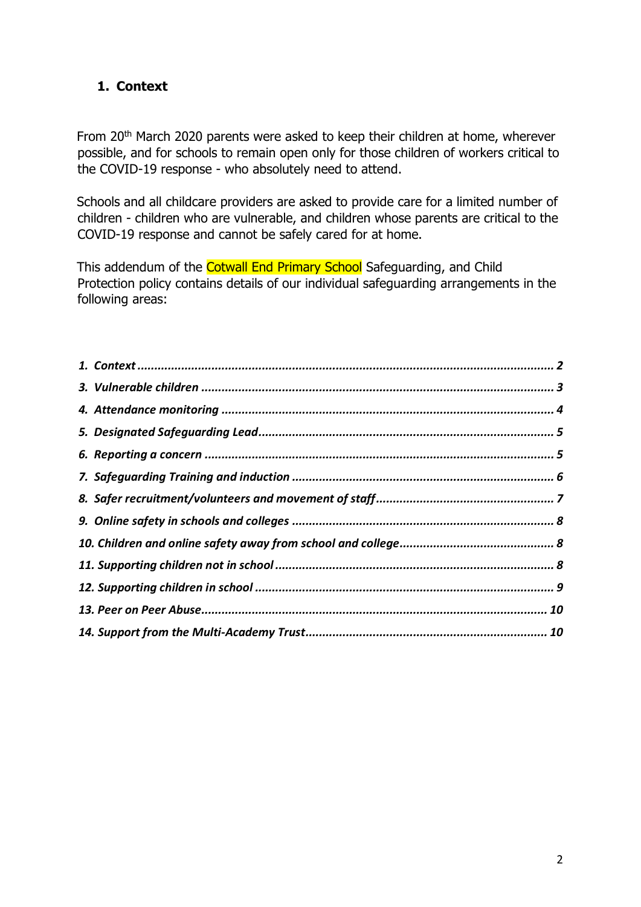## 1. Context

From 20th March 2020 parents were asked to keep their children at home, wherever possible, and for schools to remain open only for those children of workers critical to the COVID-19 response - who absolutely need to attend.

Schools and all childcare providers are asked to provide care for a limited number of children - children who are vulnerable, and children whose parents are critical to the COVID-19 response and cannot be safely cared for at home.

This addendum of the Cotwall End Primary School Safeguarding, and Child Protection policy contains details of our individual safeguarding arrangements in the following areas:

*1. Context* ........................................................................................................... *2*
*3. Vulnerable children* ......................................................................................... *3*
*4. Attendance monitoring* ................................................................................... *4*
*5. Designated Safeguarding Lead* ....................................................................... *5*
*6. Reporting a concern* ....................................................................................... *5*
*7. Safeguarding Training and induction* ............................................................. *6*
*8. Safer recruitment/volunteers and movement of staff* .................................... *7*
*9. Online safety in schools and colleges* ............................................................ *8*
*10. Children and online safety away from school and college* ............................ *8*
*11. Supporting children not in school* ................................................................. *8*
*12. Supporting children in school* ........................................................................ *9*
*13. Peer on Peer Abuse* ...................................................................................... *10*
*14. Support from the Multi-Academy Trust* ........................................................ *10*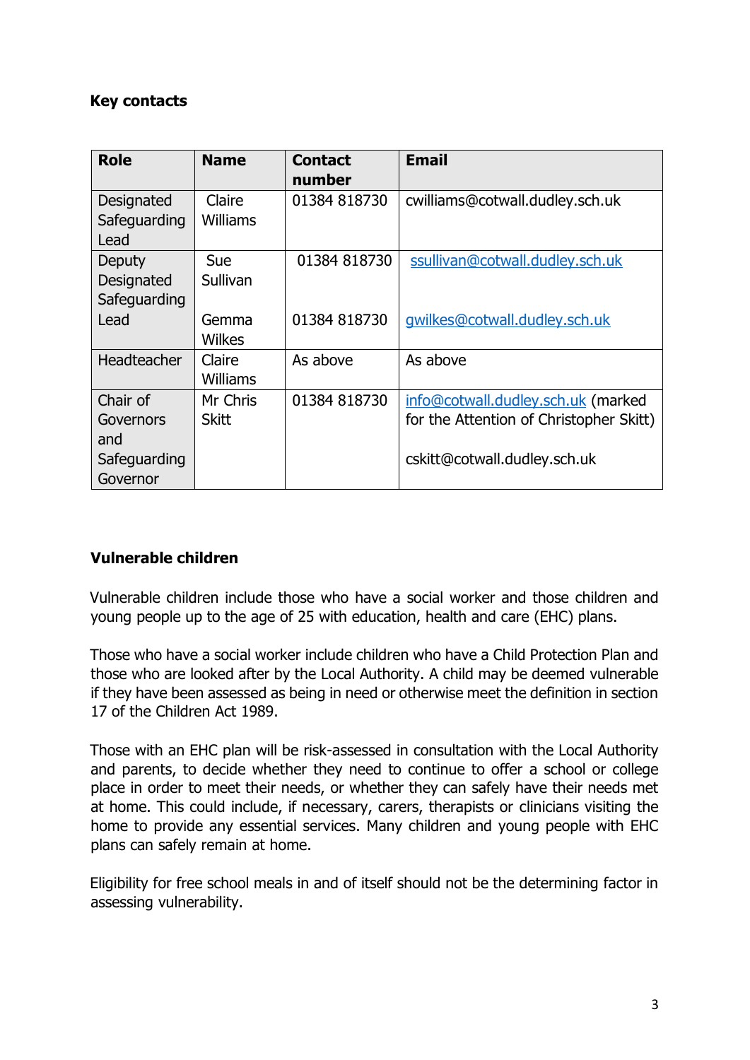**Key contacts**

| Role | Name | Contact number | Email |
|---|---|---|---|
| Designated Safeguarding Lead | Claire Williams | 01384 818730 | cwilliams@cotwall.dudley.sch.uk |
| Deputy Designated Safeguarding Lead | Sue Sullivan<br><br>Gemma Wilkes | 01384 818730<br><br>01384 818730 | ssullivan@cotwall.dudley.sch.uk<br><br>gwilkes@cotwall.dudley.sch.uk |
| Headteacher | Claire Williams | As above | As above |
| Chair of Governors and Safeguarding Governor | Mr Chris Skitt | 01384 818730 | info@cotwall.dudley.sch.uk (marked for the Attention of Christopher Skitt)<br><br>cskitt@cotwall.dudley.sch.uk |

**Vulnerable children**

Vulnerable children include those who have a social worker and those children and young people up to the age of 25 with education, health and care (EHC) plans.

Those who have a social worker include children who have a Child Protection Plan and those who are looked after by the Local Authority. A child may be deemed vulnerable if they have been assessed as being in need or otherwise meet the definition in section 17 of the Children Act 1989.

Those with an EHC plan will be risk-assessed in consultation with the Local Authority and parents, to decide whether they need to continue to offer a school or college place in order to meet their needs, or whether they can safely have their needs met at home. This could include, if necessary, carers, therapists or clinicians visiting the home to provide any essential services. Many children and young people with EHC plans can safely remain at home.

Eligibility for free school meals in and of itself should not be the determining factor in assessing vulnerability.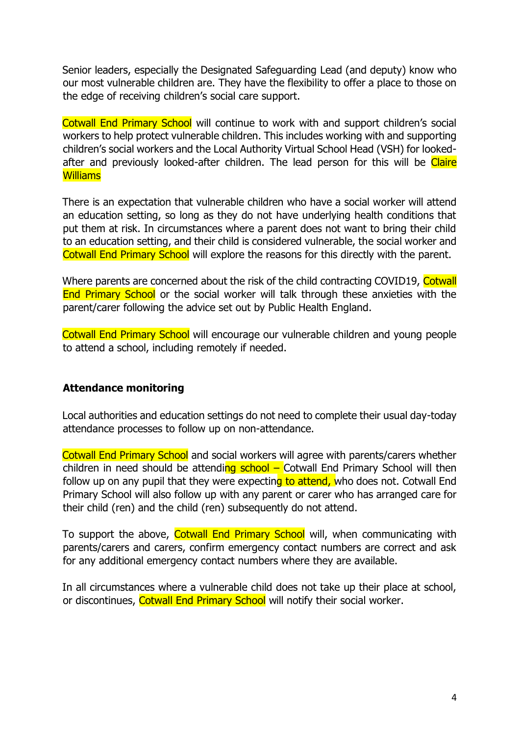Senior leaders, especially the Designated Safeguarding Lead (and deputy) know who our most vulnerable children are. They have the flexibility to offer a place to those on the edge of receiving children's social care support.

Cotwall End Primary School will continue to work with and support children's social workers to help protect vulnerable children. This includes working with and supporting children's social workers and the Local Authority Virtual School Head (VSH) for looked-after and previously looked-after children. The lead person for this will be Claire Williams

There is an expectation that vulnerable children who have a social worker will attend an education setting, so long as they do not have underlying health conditions that put them at risk. In circumstances where a parent does not want to bring their child to an education setting, and their child is considered vulnerable, the social worker and Cotwall End Primary School will explore the reasons for this directly with the parent.

Where parents are concerned about the risk of the child contracting COVID19, Cotwall End Primary School or the social worker will talk through these anxieties with the parent/carer following the advice set out by Public Health England.

Cotwall End Primary School will encourage our vulnerable children and young people to attend a school, including remotely if needed.

**Attendance monitoring**

Local authorities and education settings do not need to complete their usual day-today attendance processes to follow up on non-attendance.

Cotwall End Primary School and social workers will agree with parents/carers whether children in need should be attending school – Cotwall End Primary School will then follow up on any pupil that they were expecting to attend, who does not. Cotwall End Primary School will also follow up with any parent or carer who has arranged care for their child (ren) and the child (ren) subsequently do not attend.

To support the above, Cotwall End Primary School will, when communicating with parents/carers and carers, confirm emergency contact numbers are correct and ask for any additional emergency contact numbers where they are available.

In all circumstances where a vulnerable child does not take up their place at school, or discontinues, Cotwall End Primary School will notify their social worker.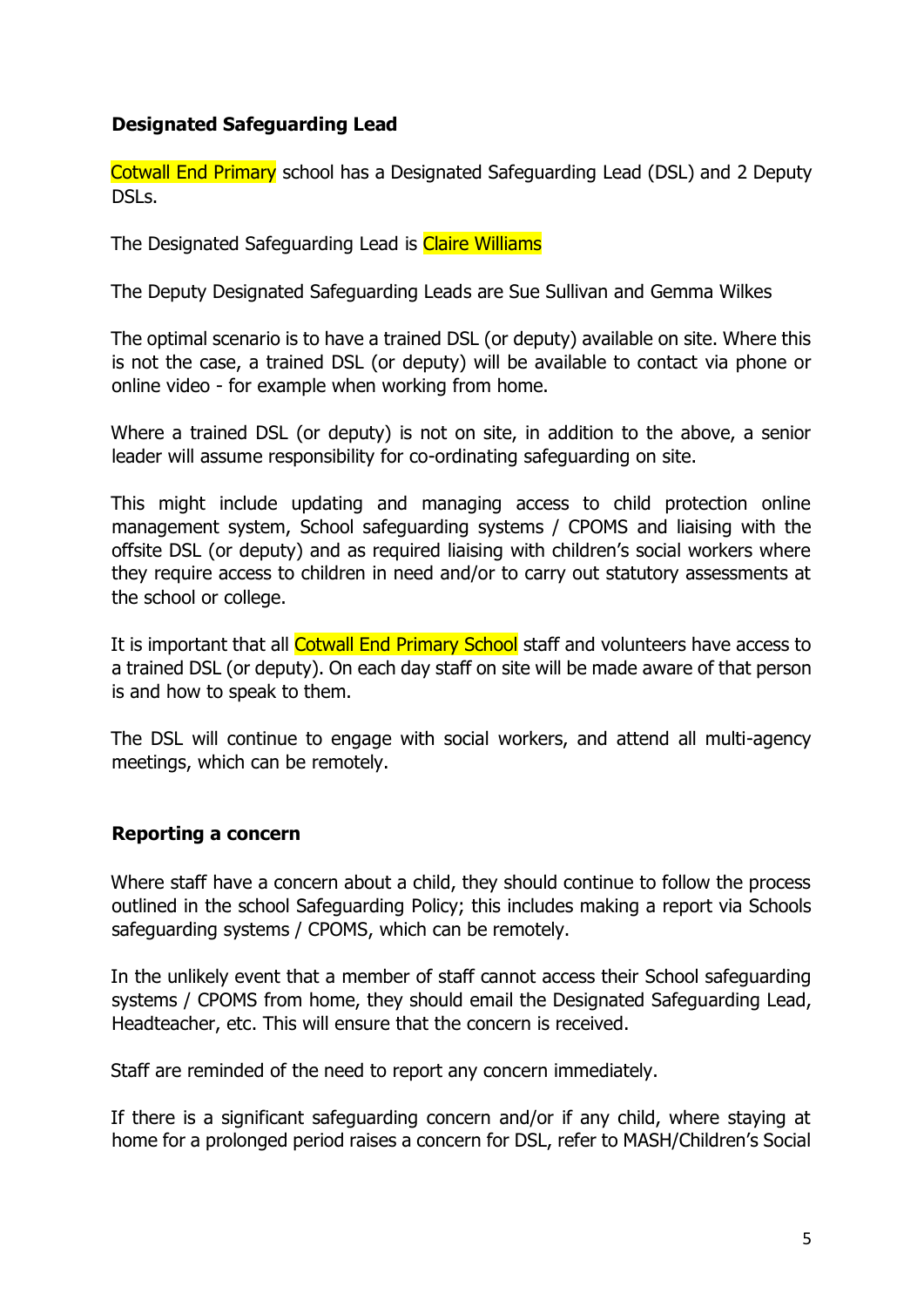### Designated Safeguarding Lead

Cotwall End Primary school has a Designated Safeguarding Lead (DSL) and 2 Deputy DSLs.

The Designated Safeguarding Lead is Claire Williams

The Deputy Designated Safeguarding Leads are Sue Sullivan and Gemma Wilkes

The optimal scenario is to have a trained DSL (or deputy) available on site. Where this is not the case, a trained DSL (or deputy) will be available to contact via phone or online video - for example when working from home.

Where a trained DSL (or deputy) is not on site, in addition to the above, a senior leader will assume responsibility for co-ordinating safeguarding on site.

This might include updating and managing access to child protection online management system, School safeguarding systems / CPOMS and liaising with the offsite DSL (or deputy) and as required liaising with children's social workers where they require access to children in need and/or to carry out statutory assessments at the school or college.

It is important that all Cotwall End Primary School staff and volunteers have access to a trained DSL (or deputy). On each day staff on site will be made aware of that person is and how to speak to them.

The DSL will continue to engage with social workers, and attend all multi-agency meetings, which can be remotely.

### Reporting a concern

Where staff have a concern about a child, they should continue to follow the process outlined in the school Safeguarding Policy; this includes making a report via Schools safeguarding systems / CPOMS, which can be remotely.

In the unlikely event that a member of staff cannot access their School safeguarding systems / CPOMS from home, they should email the Designated Safeguarding Lead, Headteacher, etc. This will ensure that the concern is received.

Staff are reminded of the need to report any concern immediately.

If there is a significant safeguarding concern and/or if any child, where staying at home for a prolonged period raises a concern for DSL, refer to MASH/Children's Social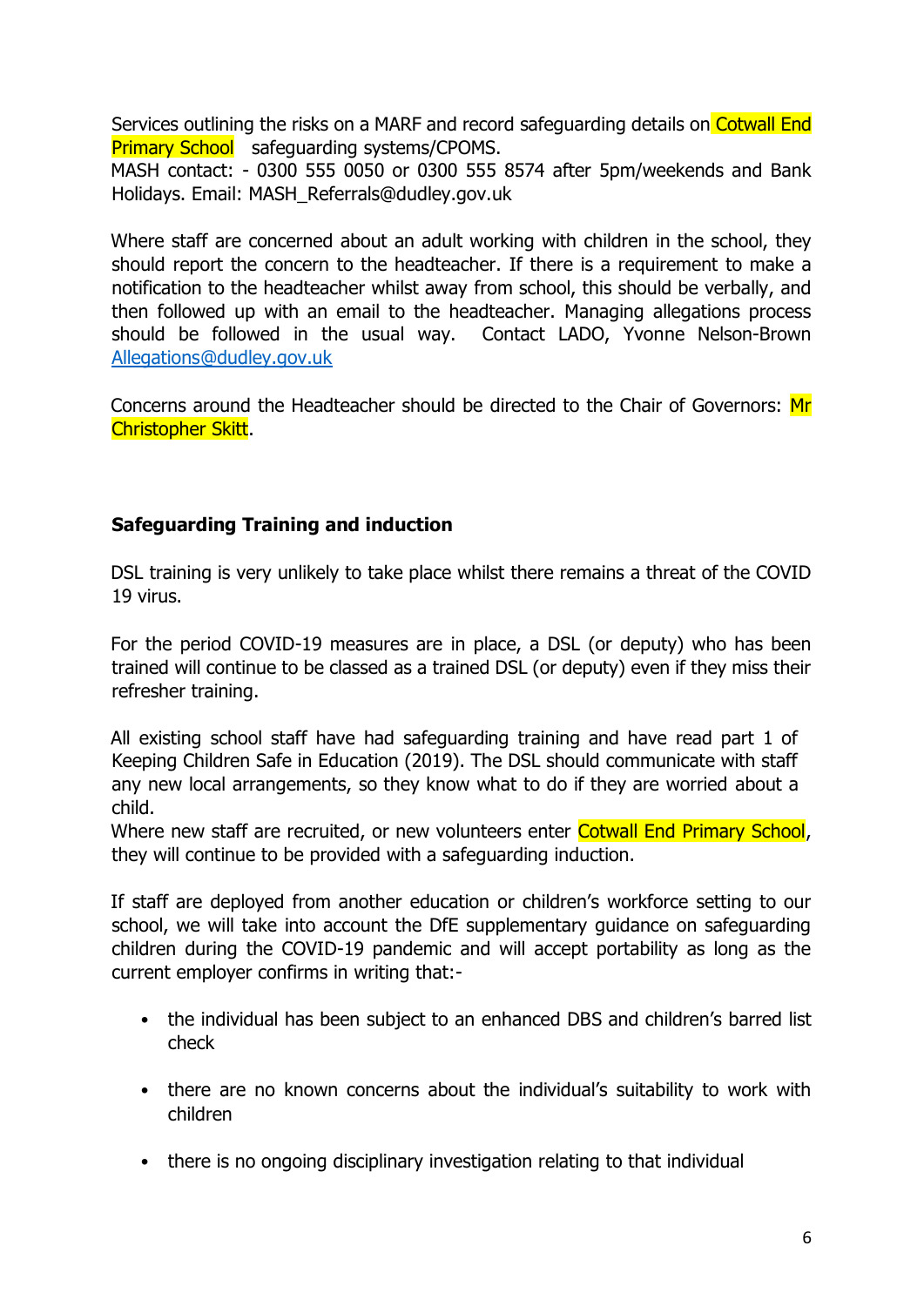Services outlining the risks on a MARF and record safeguarding details on Cotwall End Primary School safeguarding systems/CPOMS.
MASH contact: - 0300 555 0050 or 0300 555 8574 after 5pm/weekends and Bank Holidays. Email: MASH_Referrals@dudley.gov.uk

Where staff are concerned about an adult working with children in the school, they should report the concern to the headteacher. If there is a requirement to make a notification to the headteacher whilst away from school, this should be verbally, and then followed up with an email to the headteacher. Managing allegations process should be followed in the usual way. Contact LADO, Yvonne Nelson-Brown [Allegations@dudley.gov.uk](mailto:Allegations@dudley.gov.uk)

Concerns around the Headteacher should be directed to the Chair of Governors: Mr Christopher Skitt.

## Safeguarding Training and induction

DSL training is very unlikely to take place whilst there remains a threat of the COVID 19 virus.

For the period COVID-19 measures are in place, a DSL (or deputy) who has been trained will continue to be classed as a trained DSL (or deputy) even if they miss their refresher training.

All existing school staff have had safeguarding training and have read part 1 of Keeping Children Safe in Education (2019). The DSL should communicate with staff any new local arrangements, so they know what to do if they are worried about a child.
Where new staff are recruited, or new volunteers enter Cotwall End Primary School, they will continue to be provided with a safeguarding induction.

If staff are deployed from another education or children's workforce setting to our school, we will take into account the DfE supplementary guidance on safeguarding children during the COVID-19 pandemic and will accept portability as long as the current employer confirms in writing that:-

- the individual has been subject to an enhanced DBS and children's barred list check
- there are no known concerns about the individual's suitability to work with children
- there is no ongoing disciplinary investigation relating to that individual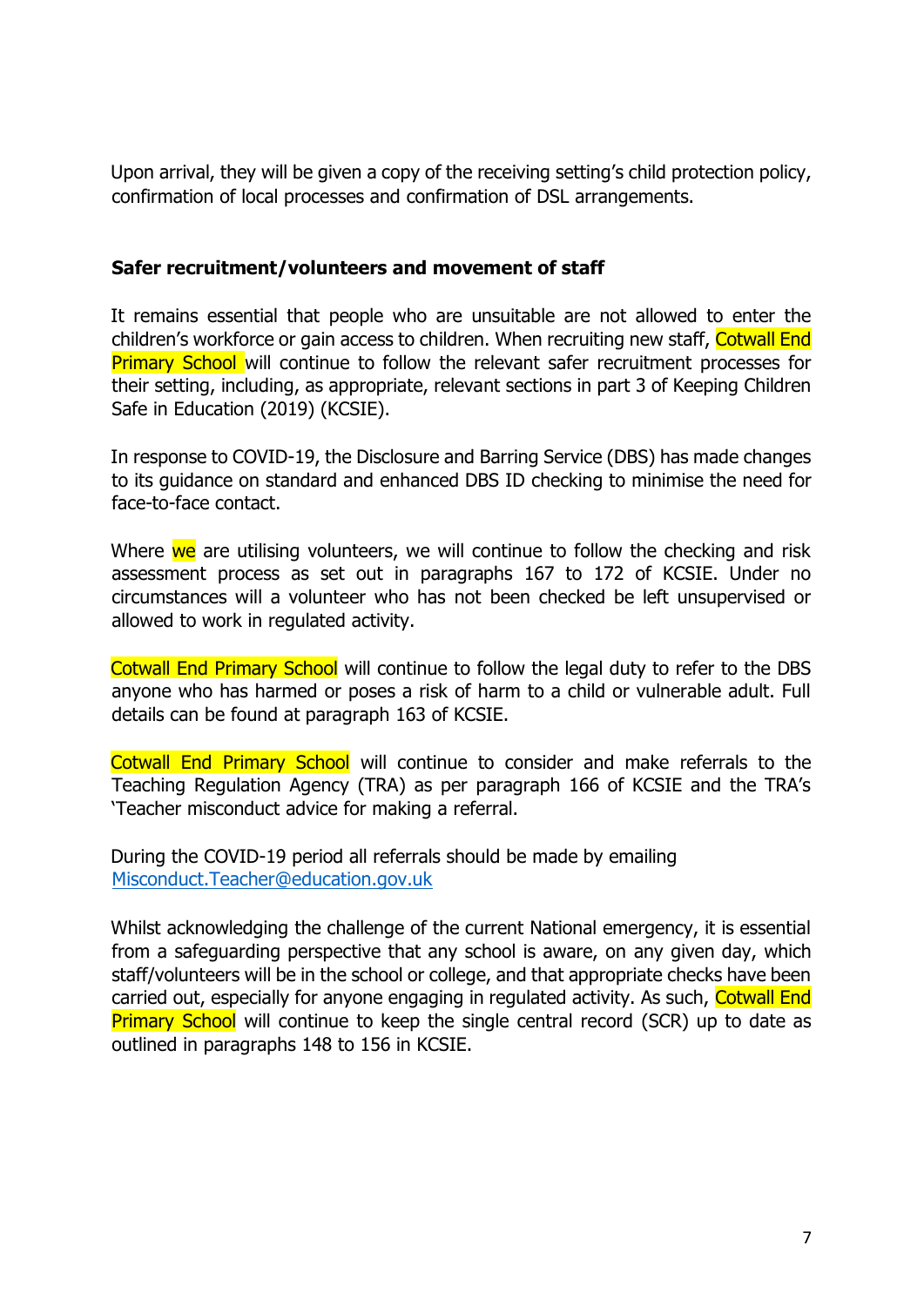Upon arrival, they will be given a copy of the receiving setting's child protection policy, confirmation of local processes and confirmation of DSL arrangements.

**Safer recruitment/volunteers and movement of staff**

It remains essential that people who are unsuitable are not allowed to enter the children's workforce or gain access to children. When recruiting new staff, Cotwall End Primary School will continue to follow the relevant safer recruitment processes for their setting, including, as appropriate, relevant sections in part 3 of Keeping Children Safe in Education (2019) (KCSIE).

In response to COVID-19, the Disclosure and Barring Service (DBS) has made changes to its guidance on standard and enhanced DBS ID checking to minimise the need for face-to-face contact.

Where we are utilising volunteers, we will continue to follow the checking and risk assessment process as set out in paragraphs 167 to 172 of KCSIE. Under no circumstances will a volunteer who has not been checked be left unsupervised or allowed to work in regulated activity.

Cotwall End Primary School will continue to follow the legal duty to refer to the DBS anyone who has harmed or poses a risk of harm to a child or vulnerable adult. Full details can be found at paragraph 163 of KCSIE.

Cotwall End Primary School will continue to consider and make referrals to the Teaching Regulation Agency (TRA) as per paragraph 166 of KCSIE and the TRA's 'Teacher misconduct advice for making a referral.

During the COVID-19 period all referrals should be made by emailing [Misconduct.Teacher@education.gov.uk](mailto:Misconduct.Teacher@education.gov.uk)

Whilst acknowledging the challenge of the current National emergency, it is essential from a safeguarding perspective that any school is aware, on any given day, which staff/volunteers will be in the school or college, and that appropriate checks have been carried out, especially for anyone engaging in regulated activity. As such, Cotwall End Primary School will continue to keep the single central record (SCR) up to date as outlined in paragraphs 148 to 156 in KCSIE.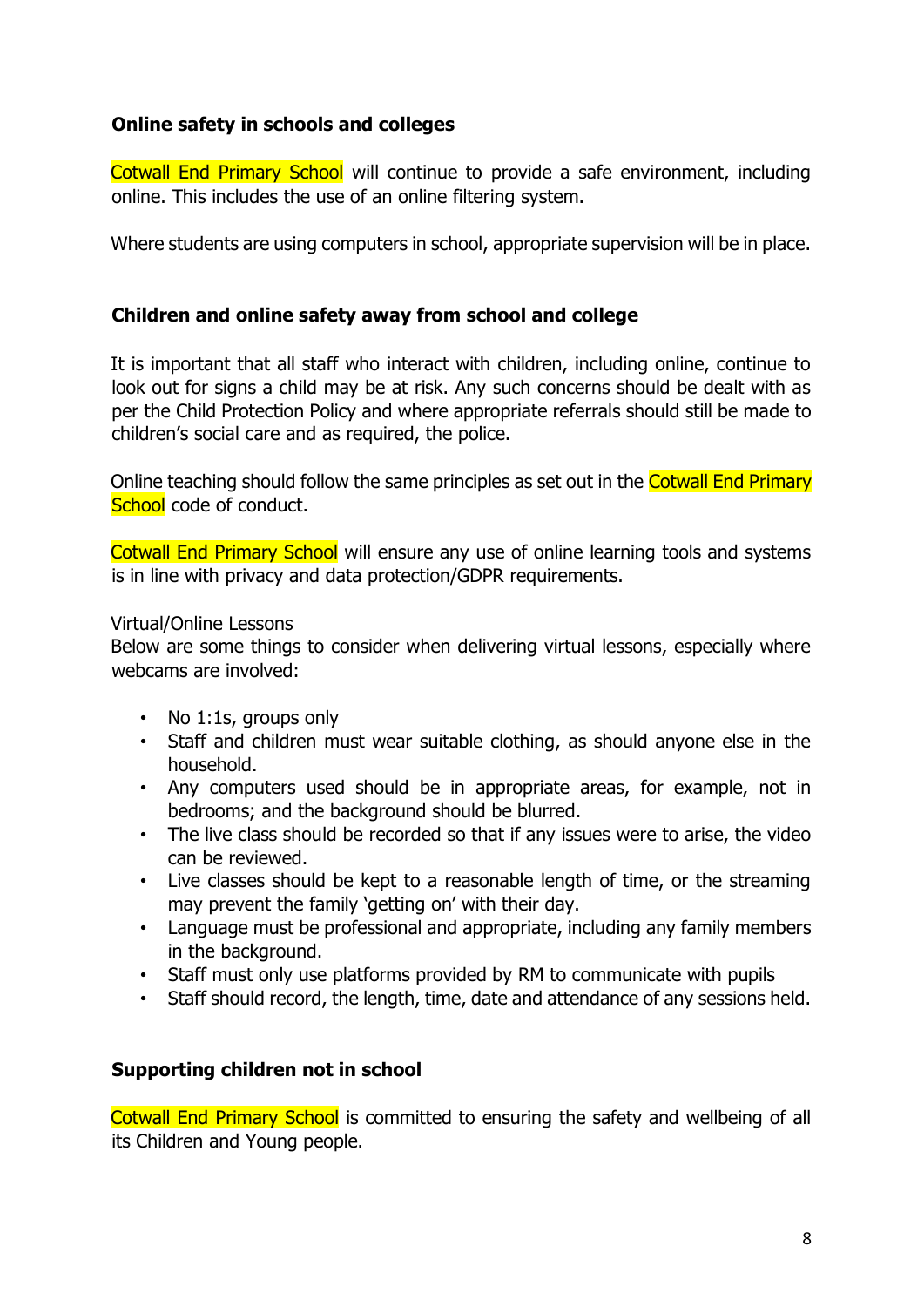**Online safety in schools and colleges**

Cotwall End Primary School will continue to provide a safe environment, including online. This includes the use of an online filtering system.

Where students are using computers in school, appropriate supervision will be in place.

**Children and online safety away from school and college**

It is important that all staff who interact with children, including online, continue to look out for signs a child may be at risk. Any such concerns should be dealt with as per the Child Protection Policy and where appropriate referrals should still be made to children's social care and as required, the police.

Online teaching should follow the same principles as set out in the Cotwall End Primary School code of conduct.

Cotwall End Primary School will ensure any use of online learning tools and systems is in line with privacy and data protection/GDPR requirements.

Virtual/Online Lessons
Below are some things to consider when delivering virtual lessons, especially where webcams are involved:

- No 1:1s, groups only
- Staff and children must wear suitable clothing, as should anyone else in the household.
- Any computers used should be in appropriate areas, for example, not in bedrooms; and the background should be blurred.
- The live class should be recorded so that if any issues were to arise, the video can be reviewed.
- Live classes should be kept to a reasonable length of time, or the streaming may prevent the family 'getting on' with their day.
- Language must be professional and appropriate, including any family members in the background.
- Staff must only use platforms provided by RM to communicate with pupils
- Staff should record, the length, time, date and attendance of any sessions held.

**Supporting children not in school**

Cotwall End Primary School is committed to ensuring the safety and wellbeing of all its Children and Young people.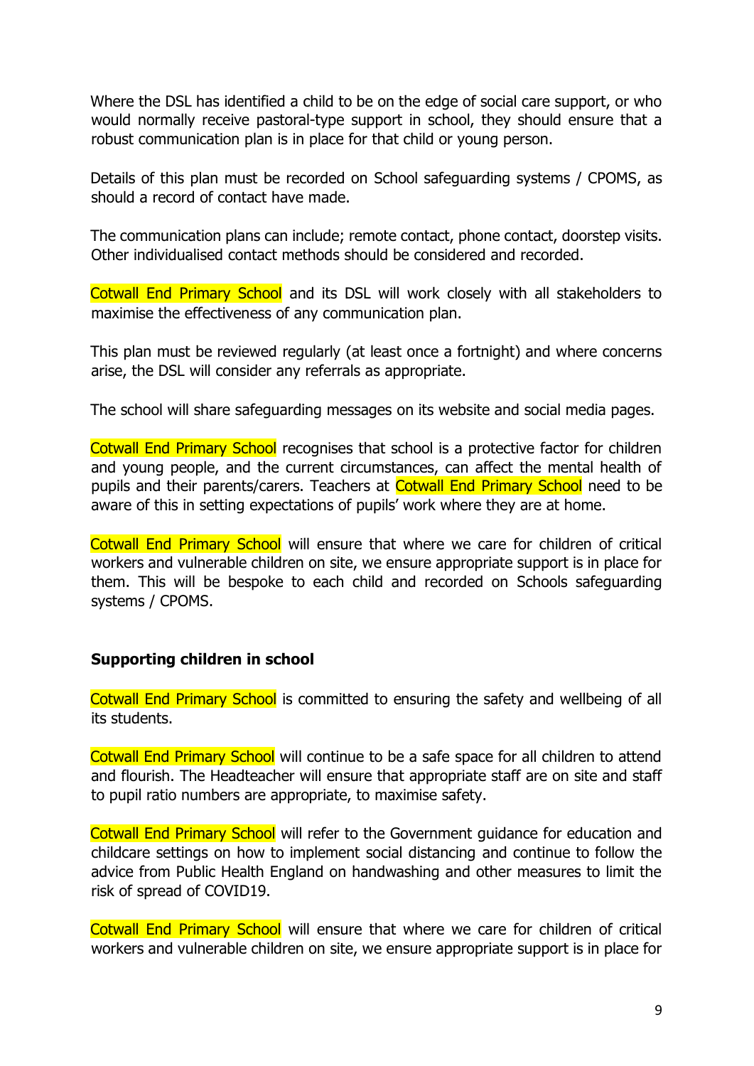Where the DSL has identified a child to be on the edge of social care support, or who would normally receive pastoral-type support in school, they should ensure that a robust communication plan is in place for that child or young person.

Details of this plan must be recorded on School safeguarding systems / CPOMS, as should a record of contact have made.

The communication plans can include; remote contact, phone contact, doorstep visits. Other individualised contact methods should be considered and recorded.

Cotwall End Primary School and its DSL will work closely with all stakeholders to maximise the effectiveness of any communication plan.

This plan must be reviewed regularly (at least once a fortnight) and where concerns arise, the DSL will consider any referrals as appropriate.

The school will share safeguarding messages on its website and social media pages.

Cotwall End Primary School recognises that school is a protective factor for children and young people, and the current circumstances, can affect the mental health of pupils and their parents/carers. Teachers at Cotwall End Primary School need to be aware of this in setting expectations of pupils' work where they are at home.

Cotwall End Primary School will ensure that where we care for children of critical workers and vulnerable children on site, we ensure appropriate support is in place for them. This will be bespoke to each child and recorded on Schools safeguarding systems / CPOMS.

**Supporting children in school**

Cotwall End Primary School is committed to ensuring the safety and wellbeing of all its students.

Cotwall End Primary School will continue to be a safe space for all children to attend and flourish. The Headteacher will ensure that appropriate staff are on site and staff to pupil ratio numbers are appropriate, to maximise safety.

Cotwall End Primary School will refer to the Government guidance for education and childcare settings on how to implement social distancing and continue to follow the advice from Public Health England on handwashing and other measures to limit the risk of spread of COVID19.

Cotwall End Primary School will ensure that where we care for children of critical workers and vulnerable children on site, we ensure appropriate support is in place for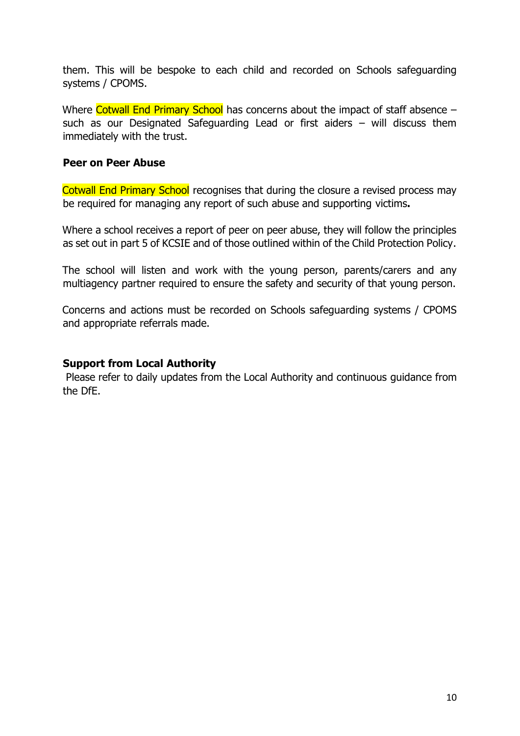them. This will be bespoke to each child and recorded on Schools safeguarding systems / CPOMS.

Where Cotwall End Primary School has concerns about the impact of staff absence – such as our Designated Safeguarding Lead or first aiders – will discuss them immediately with the trust.

**Peer on Peer Abuse**

Cotwall End Primary School recognises that during the closure a revised process may be required for managing any report of such abuse and supporting victims**.**

Where a school receives a report of peer on peer abuse, they will follow the principles as set out in part 5 of KCSIE and of those outlined within of the Child Protection Policy.

The school will listen and work with the young person, parents/carers and any multiagency partner required to ensure the safety and security of that young person.

Concerns and actions must be recorded on Schools safeguarding systems / CPOMS and appropriate referrals made.

**Support from Local Authority**

Please refer to daily updates from the Local Authority and continuous guidance from the DfE.